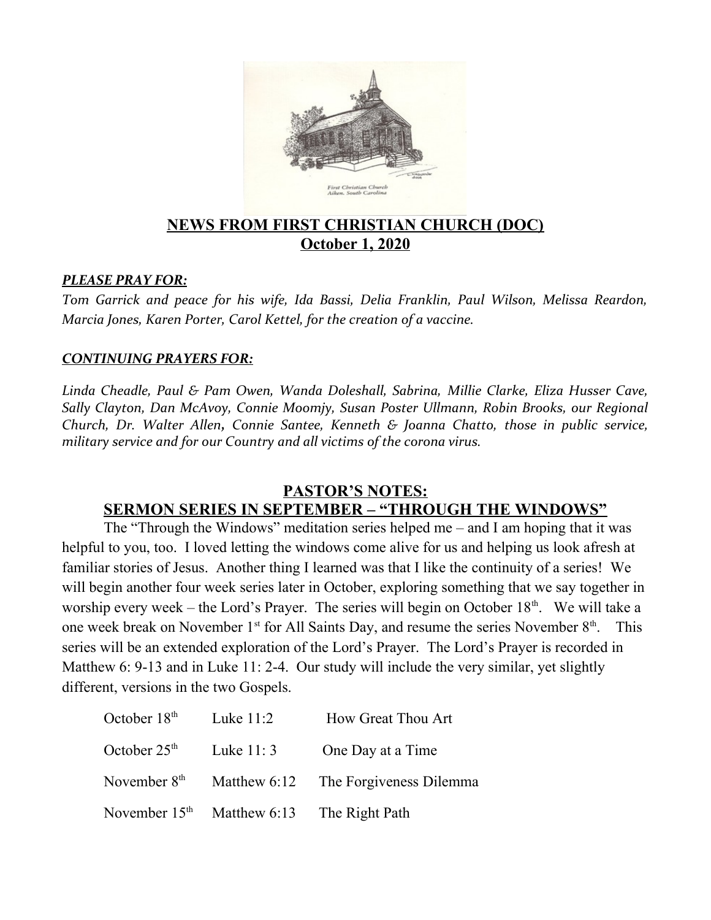# NEWS FROM FIRST CHRISTIAN CHURCH (DOC)

## October 1, 2020

***PLEASE PRAY FOR:***

*Tom Garrick and peace for his wife, Ida Bassi, Delia Franklin, Paul Wilson, Melissa Reardon, Marcia Jones, Karen Porter, Carol Kettel, for the creation of a vaccine.*

***CONTINUING PRAYERS FOR:***

*Linda Cheadle, Paul & Pam Owen, Wanda Doleshall, Sabrina, Millie Clarke, Eliza Husser Cave, Sally Clayton, Dan McAvoy, Connie Moomjy, Susan Poster Ullmann, Robin Brooks, our Regional Church, Dr. Walter Allen, Connie Santee, Kenneth & Joanna Chatto, those in public service, military service and for our Country and all victims of the corona virus.*

## PASTOR'S NOTES:

## SERMON SERIES IN SEPTEMBER – "THROUGH THE WINDOWS"

The "Through the Windows" meditation series helped me – and I am hoping that it was helpful to you, too. I loved letting the windows come alive for us and helping us look afresh at familiar stories of Jesus. Another thing I learned was that I like the continuity of a series! We will begin another four week series later in October, exploring something that we say together in worship every week – the Lord's Prayer. The series will begin on October 18th. We will take a one week break on November 1st for All Saints Day, and resume the series November 8th. This series will be an extended exploration of the Lord's Prayer. The Lord's Prayer is recorded in Matthew 6: 9-13 and in Luke 11: 2-4. Our study will include the very similar, yet slightly different, versions in the two Gospels.

| | | |
|---|---|---|
| October 18th | Luke 11:2 | How Great Thou Art |
| October 25th | Luke 11: 3 | One Day at a Time |
| November 8th | Matthew 6:12 | The Forgiveness Dilemma |
| November 15th | Matthew 6:13 | The Right Path |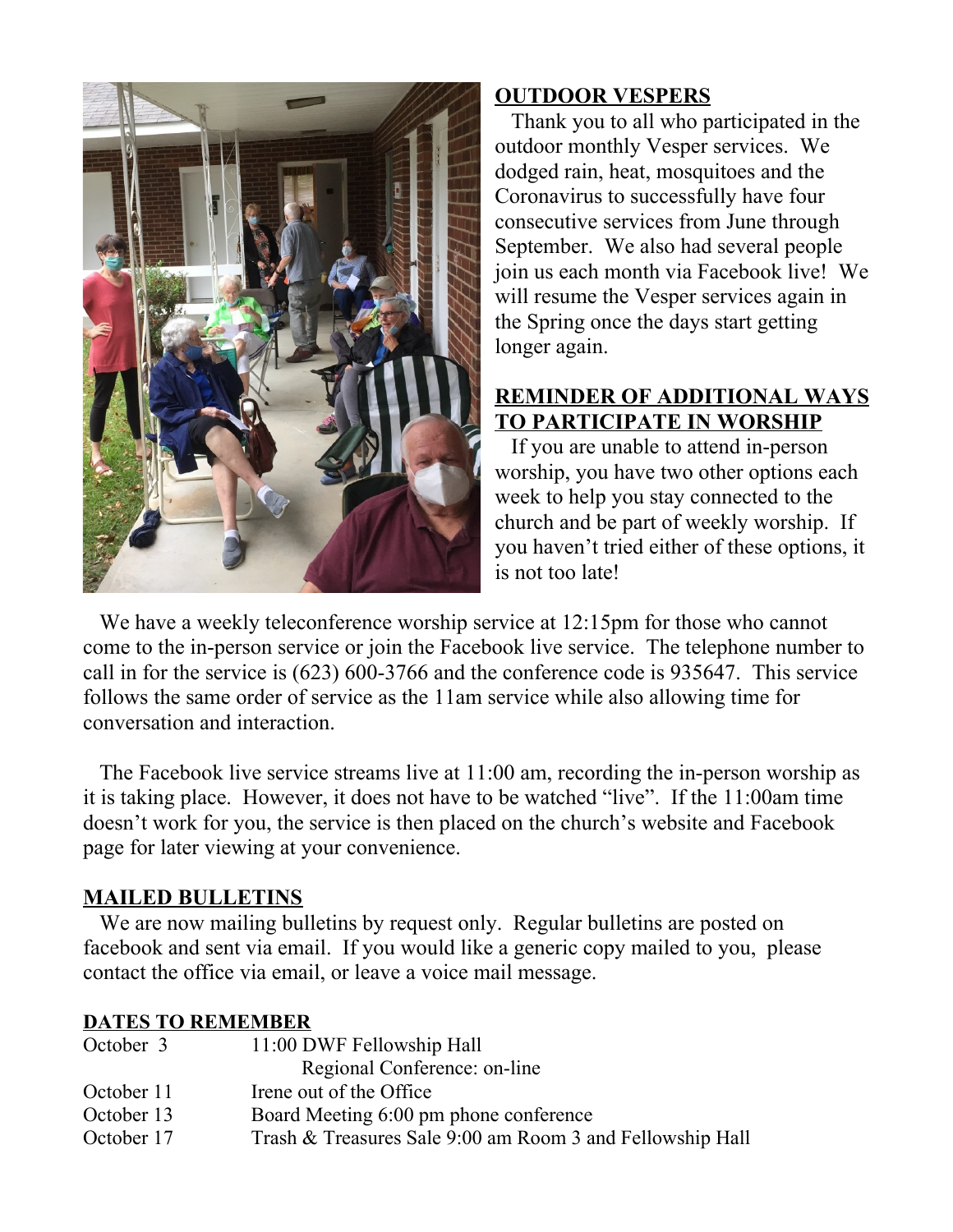**OUTDOOR VESPERS**

Thank you to all who participated in the outdoor monthly Vesper services. We dodged rain, heat, mosquitoes and the Coronavirus to successfully have four consecutive services from June through September. We also had several people join us each month via Facebook live! We will resume the Vesper services again in the Spring once the days start getting longer again.

**REMINDER OF ADDITIONAL WAYS TO PARTICIPATE IN WORSHIP**

If you are unable to attend in-person worship, you have two other options each week to help you stay connected to the church and be part of weekly worship. If you haven't tried either of these options, it is not too late!

We have a weekly teleconference worship service at 12:15pm for those who cannot come to the in-person service or join the Facebook live service. The telephone number to call in for the service is (623) 600-3766 and the conference code is 935647. This service follows the same order of service as the 11am service while also allowing time for conversation and interaction.

The Facebook live service streams live at 11:00 am, recording the in-person worship as it is taking place. However, it does not have to be watched "live". If the 11:00am time doesn't work for you, the service is then placed on the church's website and Facebook page for later viewing at your convenience.

**MAILED BULLETINS**

We are now mailing bulletins by request only. Regular bulletins are posted on facebook and sent via email. If you would like a generic copy mailed to you, please contact the office via email, or leave a voice mail message.

**DATES TO REMEMBER**

| | |
|---|---|
| October 3 | 11:00 DWF Fellowship Hall |
| | Regional Conference: on-line |
| October 11 | Irene out of the Office |
| October 13 | Board Meeting 6:00 pm phone conference |
| October 17 | Trash & Treasures Sale 9:00 am Room 3 and Fellowship Hall |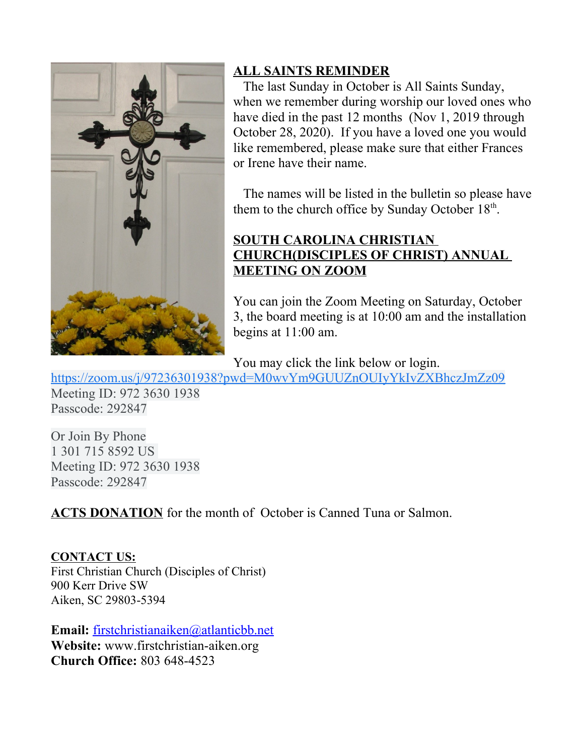**ALL SAINTS REMINDER**

The last Sunday in October is All Saints Sunday, when we remember during worship our loved ones who have died in the past 12 months (Nov 1, 2019 through October 28, 2020). If you have a loved one you would like remembered, please make sure that either Frances or Irene have their name.

The names will be listed in the bulletin so please have them to the church office by Sunday October 18th.

**SOUTH CAROLINA CHRISTIAN CHURCH(DISCIPLES OF CHRIST) ANNUAL MEETING ON ZOOM**

You can join the Zoom Meeting on Saturday, October 3, the board meeting is at 10:00 am and the installation begins at 11:00 am.

You may click the link below or login.
https://zoom.us/j/97236301938?pwd=M0wvYm9GUUZnOUIyYkIvZXBhczJmZz09
Meeting ID: 972 3630 1938
Passcode: 292847

Or Join By Phone
1 301 715 8592 US
Meeting ID: 972 3630 1938
Passcode: 292847

**ACTS DONATION** for the month of October is Canned Tuna or Salmon.

**CONTACT US:**
First Christian Church (Disciples of Christ)
900 Kerr Drive SW
Aiken, SC 29803-5394

**Email:** firstchristianaiken@atlanticbb.net
**Website:** www.firstchristian-aiken.org
**Church Office:** 803 648-4523